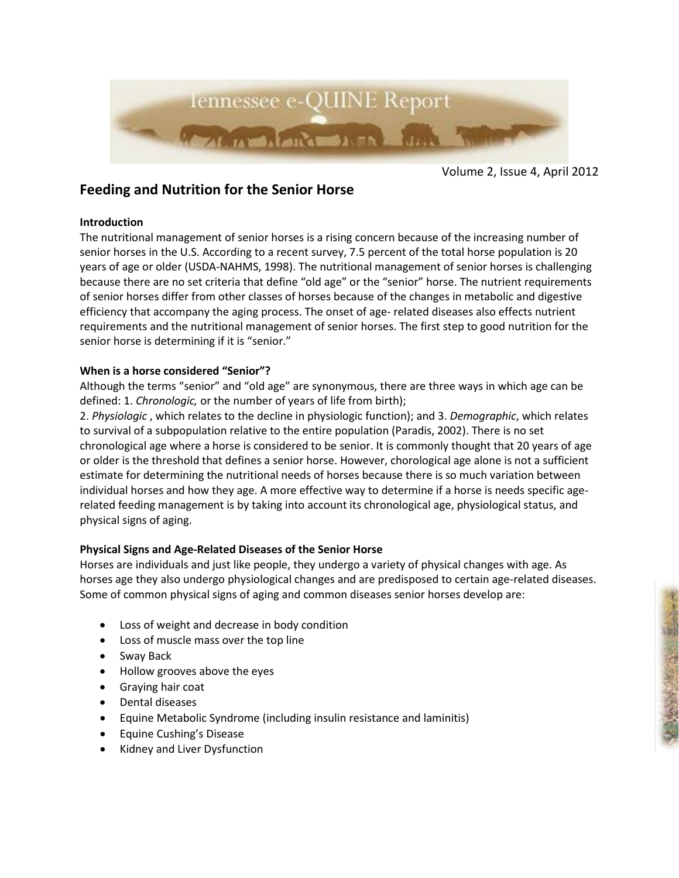Tennessee e-QUINE Report

Volume 2, Issue 4, April 2012

## Feeding and Nutrition for the Senior Horse

**Introduction**

The nutritional management of senior horses is a rising concern because of the increasing number of senior horses in the U.S. According to a recent survey, 7.5 percent of the total horse population is 20 years of age or older (USDA-NAHMS, 1998). The nutritional management of senior horses is challenging because there are no set criteria that define "old age" or the "senior" horse. The nutrient requirements of senior horses differ from other classes of horses because of the changes in metabolic and digestive efficiency that accompany the aging process. The onset of age- related diseases also effects nutrient requirements and the nutritional management of senior horses. The first step to good nutrition for the senior horse is determining if it is "senior."

**When is a horse considered "Senior"?**

Although the terms "senior" and "old age" are synonymous, there are three ways in which age can be defined: 1. *Chronologic,* or the number of years of life from birth);
2. *Physiologic* , which relates to the decline in physiologic function); and 3. *Demographic*, which relates to survival of a subpopulation relative to the entire population (Paradis, 2002). There is no set chronological age where a horse is considered to be senior. It is commonly thought that 20 years of age or older is the threshold that defines a senior horse. However, chorological age alone is not a sufficient estimate for determining the nutritional needs of horses because there is so much variation between individual horses and how they age. A more effective way to determine if a horse is needs specific age-related feeding management is by taking into account its chronological age, physiological status, and physical signs of aging.

**Physical Signs and Age-Related Diseases of the Senior Horse**

Horses are individuals and just like people, they undergo a variety of physical changes with age. As horses age they also undergo physiological changes and are predisposed to certain age-related diseases. Some of common physical signs of aging and common diseases senior horses develop are:

- Loss of weight and decrease in body condition
- Loss of muscle mass over the top line
- Sway Back
- Hollow grooves above the eyes
- Graying hair coat
- Dental diseases
- Equine Metabolic Syndrome (including insulin resistance and laminitis)
- Equine Cushing's Disease
- Kidney and Liver Dysfunction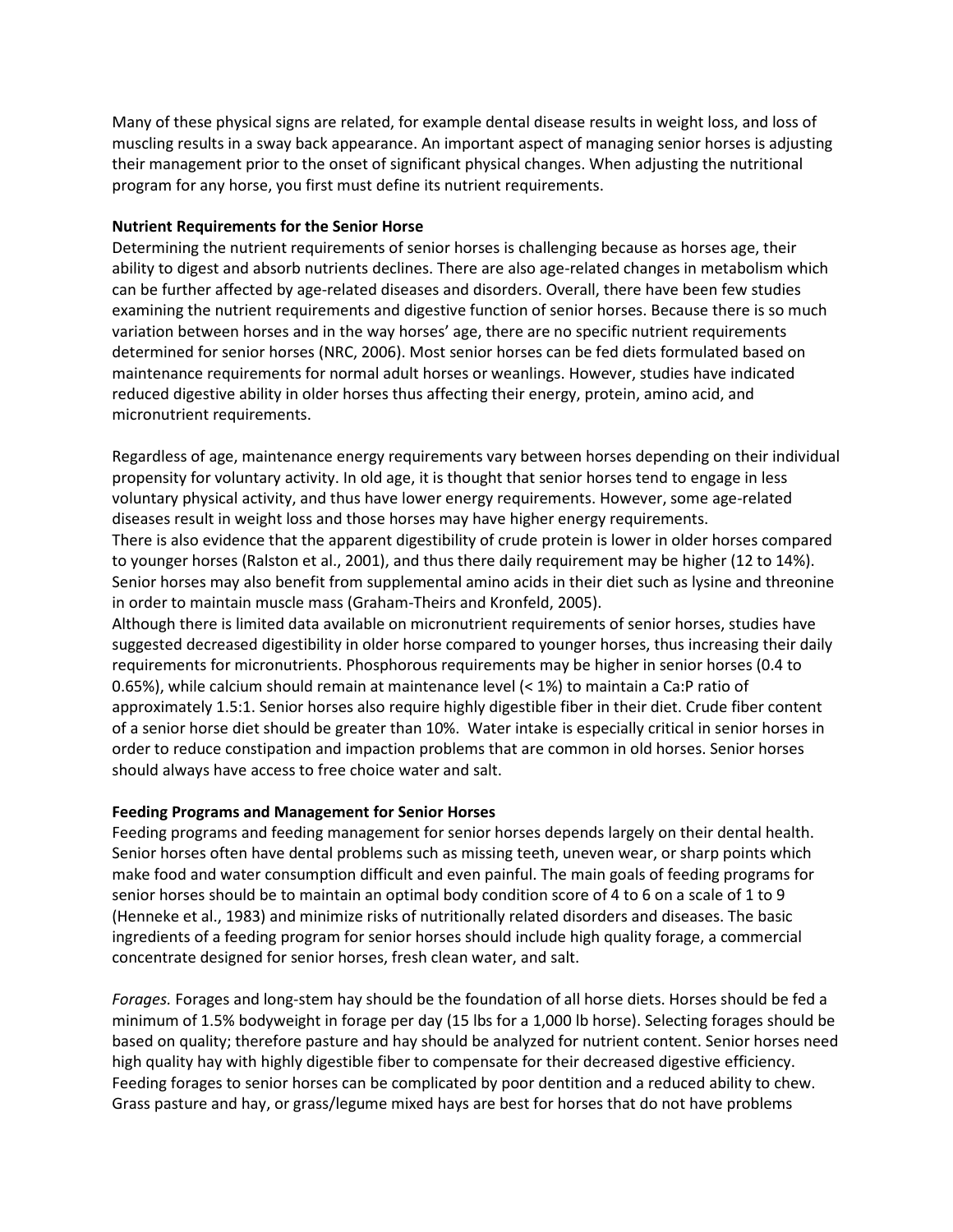Many of these physical signs are related, for example dental disease results in weight loss, and loss of muscling results in a sway back appearance. An important aspect of managing senior horses is adjusting their management prior to the onset of significant physical changes. When adjusting the nutritional program for any horse, you first must define its nutrient requirements.

**Nutrient Requirements for the Senior Horse**

Determining the nutrient requirements of senior horses is challenging because as horses age, their ability to digest and absorb nutrients declines. There are also age-related changes in metabolism which can be further affected by age-related diseases and disorders. Overall, there have been few studies examining the nutrient requirements and digestive function of senior horses. Because there is so much variation between horses and in the way horses' age, there are no specific nutrient requirements determined for senior horses (NRC, 2006). Most senior horses can be fed diets formulated based on maintenance requirements for normal adult horses or weanlings. However, studies have indicated reduced digestive ability in older horses thus affecting their energy, protein, amino acid, and micronutrient requirements.

Regardless of age, maintenance energy requirements vary between horses depending on their individual propensity for voluntary activity. In old age, it is thought that senior horses tend to engage in less voluntary physical activity, and thus have lower energy requirements. However, some age-related diseases result in weight loss and those horses may have higher energy requirements.
There is also evidence that the apparent digestibility of crude protein is lower in older horses compared to younger horses (Ralston et al., 2001), and thus there daily requirement may be higher (12 to 14%). Senior horses may also benefit from supplemental amino acids in their diet such as lysine and threonine in order to maintain muscle mass (Graham-Theirs and Kronfeld, 2005).
Although there is limited data available on micronutrient requirements of senior horses, studies have suggested decreased digestibility in older horse compared to younger horses, thus increasing their daily requirements for micronutrients. Phosphorous requirements may be higher in senior horses (0.4 to 0.65%), while calcium should remain at maintenance level (< 1%) to maintain a Ca:P ratio of approximately 1.5:1. Senior horses also require highly digestible fiber in their diet. Crude fiber content of a senior horse diet should be greater than 10%. Water intake is especially critical in senior horses in order to reduce constipation and impaction problems that are common in old horses. Senior horses should always have access to free choice water and salt.

**Feeding Programs and Management for Senior Horses**

Feeding programs and feeding management for senior horses depends largely on their dental health. Senior horses often have dental problems such as missing teeth, uneven wear, or sharp points which make food and water consumption difficult and even painful. The main goals of feeding programs for senior horses should be to maintain an optimal body condition score of 4 to 6 on a scale of 1 to 9 (Henneke et al., 1983) and minimize risks of nutritionally related disorders and diseases. The basic ingredients of a feeding program for senior horses should include high quality forage, a commercial concentrate designed for senior horses, fresh clean water, and salt.

*Forages.* Forages and long-stem hay should be the foundation of all horse diets. Horses should be fed a minimum of 1.5% bodyweight in forage per day (15 lbs for a 1,000 lb horse). Selecting forages should be based on quality; therefore pasture and hay should be analyzed for nutrient content. Senior horses need high quality hay with highly digestible fiber to compensate for their decreased digestive efficiency. Feeding forages to senior horses can be complicated by poor dentition and a reduced ability to chew. Grass pasture and hay, or grass/legume mixed hays are best for horses that do not have problems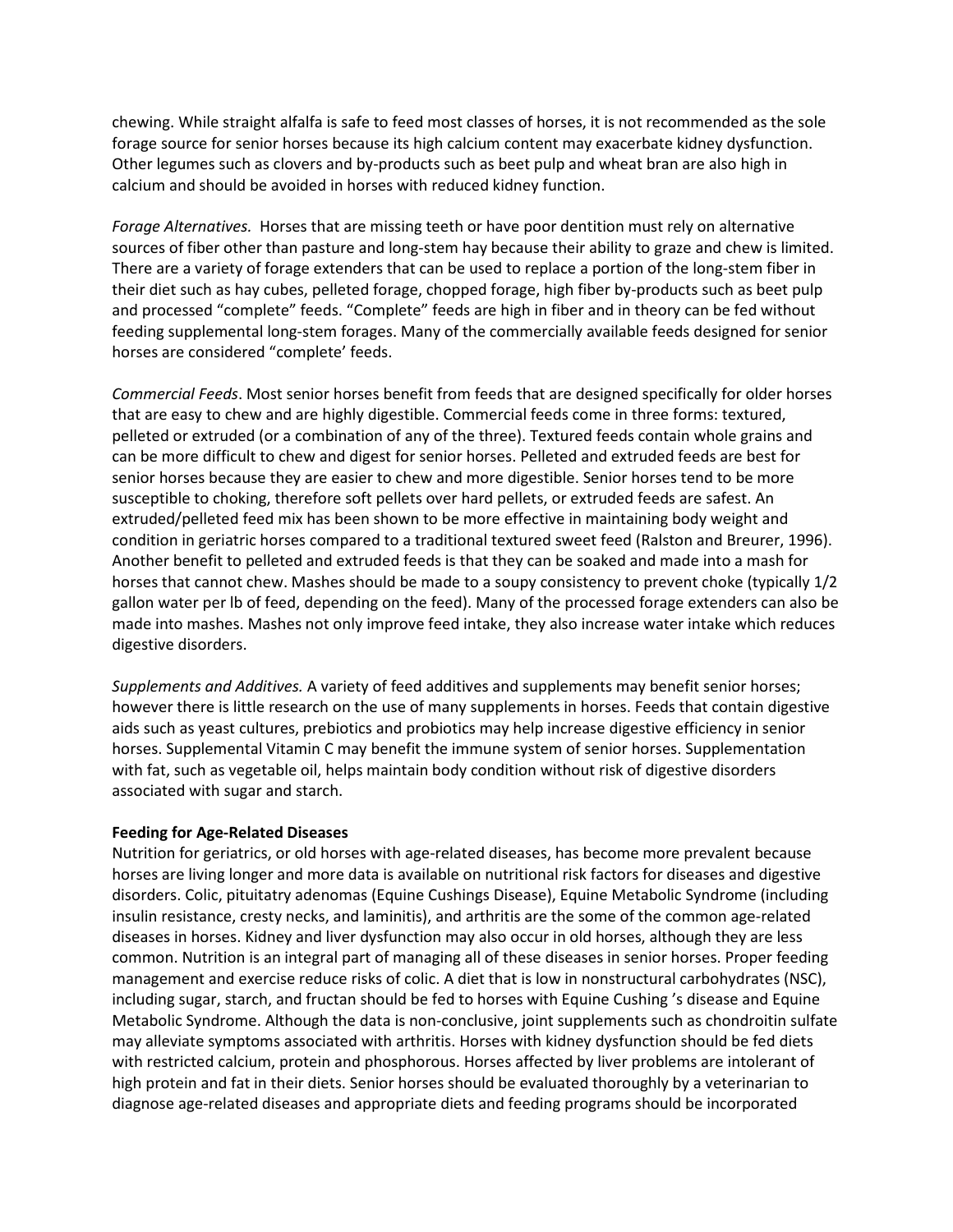chewing. While straight alfalfa is safe to feed most classes of horses, it is not recommended as the sole forage source for senior horses because its high calcium content may exacerbate kidney dysfunction. Other legumes such as clovers and by-products such as beet pulp and wheat bran are also high in calcium and should be avoided in horses with reduced kidney function.

*Forage Alternatives.* Horses that are missing teeth or have poor dentition must rely on alternative sources of fiber other than pasture and long-stem hay because their ability to graze and chew is limited. There are a variety of forage extenders that can be used to replace a portion of the long-stem fiber in their diet such as hay cubes, pelleted forage, chopped forage, high fiber by-products such as beet pulp and processed "complete" feeds. "Complete" feeds are high in fiber and in theory can be fed without feeding supplemental long-stem forages. Many of the commercially available feeds designed for senior horses are considered "complete' feeds.

*Commercial Feeds*. Most senior horses benefit from feeds that are designed specifically for older horses that are easy to chew and are highly digestible. Commercial feeds come in three forms: textured, pelleted or extruded (or a combination of any of the three). Textured feeds contain whole grains and can be more difficult to chew and digest for senior horses. Pelleted and extruded feeds are best for senior horses because they are easier to chew and more digestible. Senior horses tend to be more susceptible to choking, therefore soft pellets over hard pellets, or extruded feeds are safest. An extruded/pelleted feed mix has been shown to be more effective in maintaining body weight and condition in geriatric horses compared to a traditional textured sweet feed (Ralston and Breurer, 1996). Another benefit to pelleted and extruded feeds is that they can be soaked and made into a mash for horses that cannot chew. Mashes should be made to a soupy consistency to prevent choke (typically 1/2 gallon water per lb of feed, depending on the feed). Many of the processed forage extenders can also be made into mashes. Mashes not only improve feed intake, they also increase water intake which reduces digestive disorders.

*Supplements and Additives.* A variety of feed additives and supplements may benefit senior horses; however there is little research on the use of many supplements in horses. Feeds that contain digestive aids such as yeast cultures, prebiotics and probiotics may help increase digestive efficiency in senior horses. Supplemental Vitamin C may benefit the immune system of senior horses. Supplementation with fat, such as vegetable oil, helps maintain body condition without risk of digestive disorders associated with sugar and starch.

**Feeding for Age-Related Diseases**

Nutrition for geriatrics, or old horses with age-related diseases, has become more prevalent because horses are living longer and more data is available on nutritional risk factors for diseases and digestive disorders. Colic, pituitatry adenomas (Equine Cushings Disease), Equine Metabolic Syndrome (including insulin resistance, cresty necks, and laminitis), and arthritis are the some of the common age-related diseases in horses. Kidney and liver dysfunction may also occur in old horses, although they are less common. Nutrition is an integral part of managing all of these diseases in senior horses. Proper feeding management and exercise reduce risks of colic. A diet that is low in nonstructural carbohydrates (NSC), including sugar, starch, and fructan should be fed to horses with Equine Cushing 's disease and Equine Metabolic Syndrome. Although the data is non-conclusive, joint supplements such as chondroitin sulfate may alleviate symptoms associated with arthritis. Horses with kidney dysfunction should be fed diets with restricted calcium, protein and phosphorous. Horses affected by liver problems are intolerant of high protein and fat in their diets. Senior horses should be evaluated thoroughly by a veterinarian to diagnose age-related diseases and appropriate diets and feeding programs should be incorporated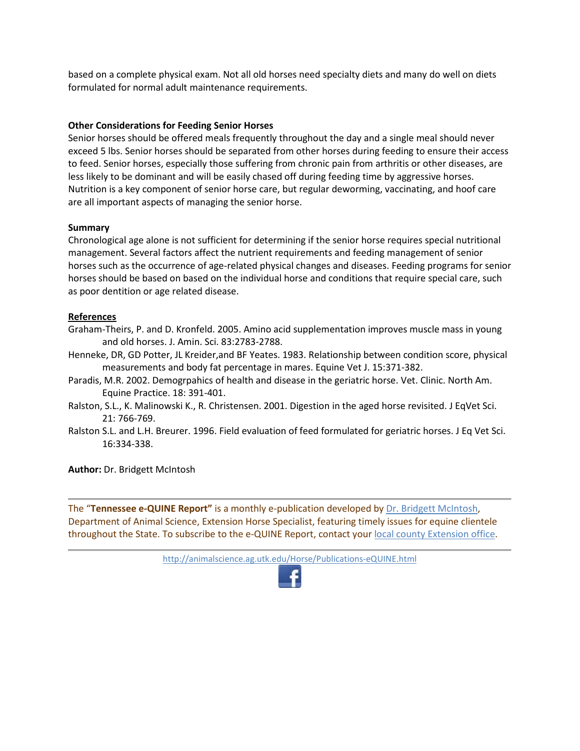based on a complete physical exam. Not all old horses need specialty diets and many do well on diets formulated for normal adult maintenance requirements.

**Other Considerations for Feeding Senior Horses**

Senior horses should be offered meals frequently throughout the day and a single meal should never exceed 5 lbs. Senior horses should be separated from other horses during feeding to ensure their access to feed. Senior horses, especially those suffering from chronic pain from arthritis or other diseases, are less likely to be dominant and will be easily chased off during feeding time by aggressive horses. Nutrition is a key component of senior horse care, but regular deworming, vaccinating, and hoof care are all important aspects of managing the senior horse.

**Summary**

Chronological age alone is not sufficient for determining if the senior horse requires special nutritional management. Several factors affect the nutrient requirements and feeding management of senior horses such as the occurrence of age-related physical changes and diseases. Feeding programs for senior horses should be based on based on the individual horse and conditions that require special care, such as poor dentition or age related disease.

**References**

Graham-Theirs, P. and D. Kronfeld. 2005. Amino acid supplementation improves muscle mass in young and old horses. J. Amin. Sci. 83:2783-2788.

Henneke, DR, GD Potter, JL Kreider,and BF Yeates. 1983. Relationship between condition score, physical measurements and body fat percentage in mares. Equine Vet J. 15:371-382.

Paradis, M.R. 2002. Demogrpahics of health and disease in the geriatric horse. Vet. Clinic. North Am. Equine Practice. 18: 391-401.

Ralston, S.L., K. Malinowski K., R. Christensen. 2001. Digestion in the aged horse revisited. J EqVet Sci. 21: 766-769.

Ralston S.L. and L.H. Breurer. 1996. Field evaluation of feed formulated for geriatric horses. J Eq Vet Sci. 16:334-338.

**Author:** Dr. Bridgett McIntosh

---

The "**Tennessee e-QUINE Report**" is a monthly e-publication developed by Dr. Bridgett McIntosh, Department of Animal Science, Extension Horse Specialist, featuring timely issues for equine clientele throughout the State. To subscribe to the e-QUINE Report, contact your local county Extension office.

---

http://animalscience.ag.utk.edu/Horse/Publications-eQUINE.html